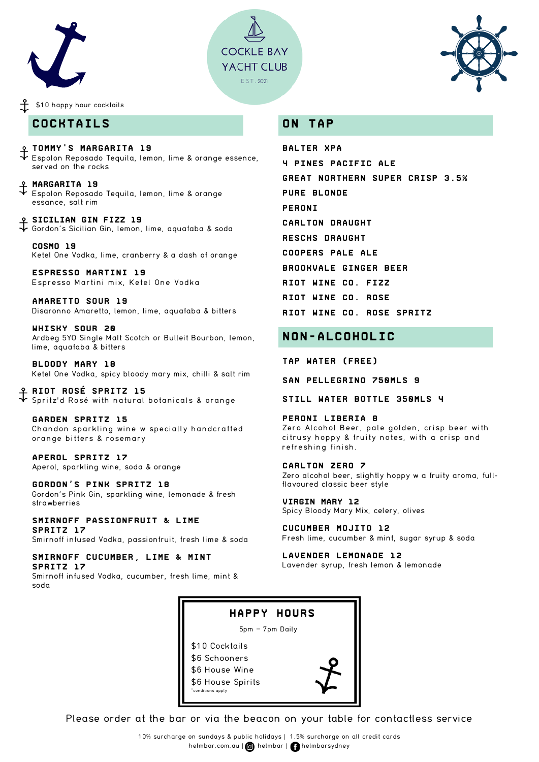# COCKLE BAY YACHT CLUB

EST. 2021

⚓ $10 happy hour cocktails

## COCKTAILS

**TOMMY'S MARGARITA 19** ⚓
Espolon Reposado Tequila, lemon, lime & orange essence, served on the rocks

**MARGARITA 19** ⚓
Espolon Reposado Tequila, lemon, lime & orange essence, salt rim

**SICILIAN GIN FIZZ 19** ⚓
Gordon's Sicilian Gin, lemon, lime, aquafaba & soda

**COSMO 19**
Ketel One Vodka, lime, cranberry & a dash of orange

**ESPRESSO MARTINI 19**
Espresso Martini mix, Ketel One Vodka

**AMARETTO SOUR 19**
Disaronno Amaretto, lemon, lime, aquafaba & bitters

**WHISKY SOUR 20**
Ardbeg 5YO Single Malt Scotch or Bulleit Bourbon, lemon, lime, aquafaba & bitters

**BLOODY MARY 18**
Ketel One Vodka, spicy bloody mary mix, chilli & salt rim

**RIOT ROSÉ SPRITZ 15** ⚓
Spritz'd Rosé with natural botanicals & orange

**GARDEN SPRITZ 15**
Chandon sparkling wine w specially handcrafted orange bitters & rosemary

**APEROL SPRITZ 17**
Aperol, sparkling wine, soda & orange

**GORDON'S PINK SPRITZ 18**
Gordon's Pink Gin, sparkling wine, lemonade & fresh strawberries

**SMIRNOFF PASSIONFRUIT & LIME SPRITZ 17**
Smirnoff infused Vodka, passionfruit, fresh lime & soda

**SMIRNOFF CUCUMBER, LIME & MINT SPRITZ 17**
Smirnoff infused Vodka, cucumber, fresh lime, mint & soda

## ON TAP

- BALTER XPA
- 4 PINES PACIFIC ALE
- GREAT NORTHERN SUPER CRISP 3.5%
- PURE BLONDE
- PERONI
- CARLTON DRAUGHT
- RESCHS DRAUGHT
- COOPERS PALE ALE
- BROOKVALE GINGER BEER
- RIOT WINE CO. FIZZ
- RIOT WINE CO. ROSE
- RIOT WINE CO. ROSE SPRITZ

## NON-ALCOHOLIC

**TAP WATER (FREE)**

**SAN PELLEGRINO 750MLS 9**

**STILL WATER BOTTLE 350MLS 4**

**PERONI LIBERIA 8**
Zero Alcohol Beer, pale golden, crisp beer with citrusy hoppy & fruity notes, with a crisp and refreshing finish.

**CARLTON ZERO 7**
Zero alcohol beer, slightly hoppy w a fruity aroma, full-flavoured classic beer style

**VIRGIN MARY 12**
Spicy Bloody Mary Mix, celery, olives

**CUCUMBER MOJITO 12**
Fresh lime, cucumber & mint, sugar syrup & soda

**LAVENDER LEMONADE 12**
Lavender syrup, fresh lemon & lemonade

## HAPPY HOURS

5pm – 7pm Daily

$10 Cocktails
$6 Schooners
$6 House Wine
$6 House Spirits
*conditions apply

Please order at the bar or via the beacon on your table for contactless service

10% surcharge on sundays & public holidays | 1.5% surcharge on all credit cards

helmbar.com.au | helmbar | helmbarsydney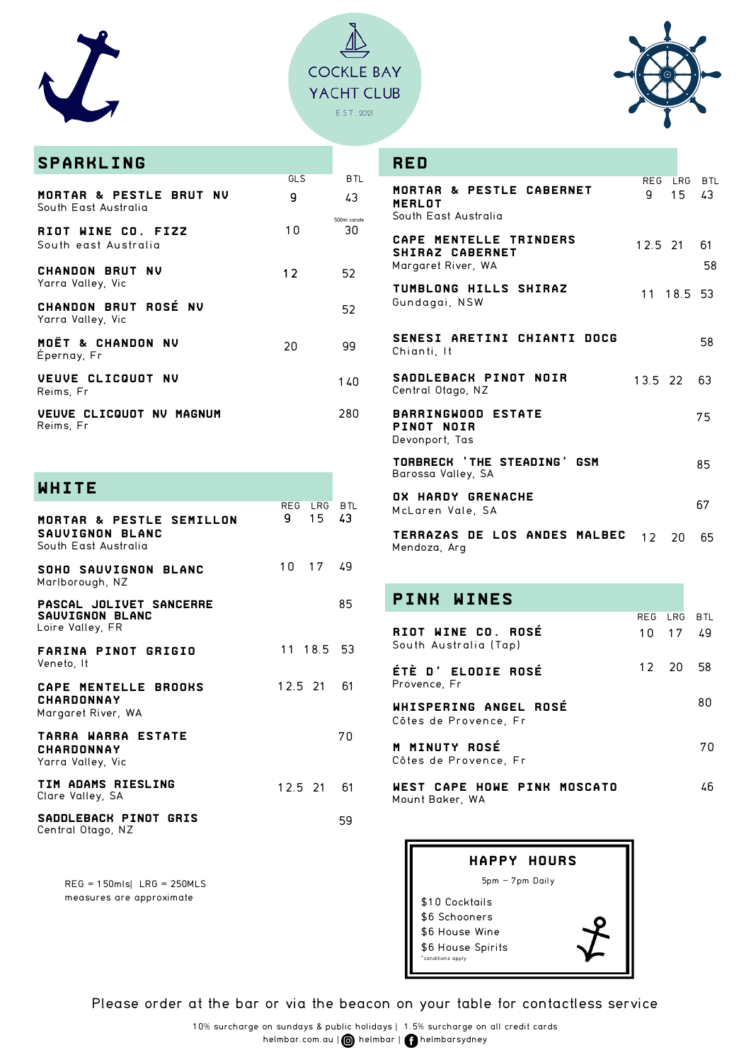# COCKLE BAY YACHT CLUB

EST. 2021

## SPARKLING

| | GLS | BTL |
|---|---|---|
| **MORTAR & PESTLE BRUT NV**<br>South East Australia | 9 | 43 |
| **RIOT WINE CO. FIZZ**<br>South east Australia | 10 | 30<br>500ml carafe |
| **CHANDON BRUT NV**<br>Yarra Valley, Vic | 12 | 52 |
| **CHANDON BRUT ROSÉ NV**<br>Yarra Valley, Vic | | 52 |
| **MOËT & CHANDON NV**<br>Épernay, Fr | 20 | 99 |
| **VEUVE CLICQUOT NV**<br>Reims, Fr | | 140 |
| **VEUVE CLICQUOT NV MAGNUM**<br>Reims, Fr | | 280 |

## WHITE

| | REG | LRG | BTL |
|---|---|---|---|
| **MORTAR & PESTLE SEMILLON SAUVIGNON BLANC**<br>South East Australia | 9 | 15 | 43 |
| **SOHO SAUVIGNON BLANC**<br>Marlborough, NZ | 10 | 17 | 49 |
| **PASCAL JOLIVET SANCERRE SAUVIGNON BLANC**<br>Loire Valley, FR | | | 85 |
| **FARINA PINOT GRIGIO**<br>Veneto, It | 11 | 18.5 | 53 |
| **CAPE MENTELLE BROOKS CHARDONNAY**<br>Margaret River, WA | 12.5 | 21 | 61 |
| **TARRA WARRA ESTATE CHARDONNAY**<br>Yarra Valley, Vic | | | 70 |
| **TIM ADAMS RIESLING**<br>Clare Valley, SA | 12.5 | 21 | 61 |
| **SADDLEBACK PINOT GRIS**<br>Central Otago, NZ | | | 59 |

REG = 150mls| LRG = 250MLS
measures are approximate

## RED

| | REG | LRG | BTL |
|---|---|---|---|
| **MORTAR & PESTLE CABERNET MERLOT**<br>South East Australia | 9 | 15 | 43 |
| **CAPE MENTELLE TRINDERS SHIRAZ CABERNET**<br>Margaret River, WA | 12.5 | 21 | 61<br>58 |
| **TUMBLONG HILLS SHIRAZ**<br>Gundagai, NSW | 11 | 18.5 | 53 |
| **SENESI ARETINI CHIANTI DOCG**<br>Chianti, It | | | 58 |
| **SADDLEBACK PINOT NOIR**<br>Central Otago, NZ | 13.5 | 22 | 63 |
| **BARRINGWOOD ESTATE PINOT NOIR**<br>Devonport, Tas | | | 75 |
| **TORBRECK 'THE STEADING' GSM**<br>Barossa Valley, SA | | | 85 |
| **OX HARDY GRENACHE**<br>McLaren Vale, SA | | | 67 |
| **TERRAZAS DE LOS ANDES MALBEC**<br>Mendoza, Arg | 12 | 20 | 65 |

## PINK WINES

| | REG | LRG | BTL |
|---|---|---|---|
| **RIOT WINE CO. ROSÉ**<br>South Australia (Tap) | 10 | 17 | 49 |
| **ÉTÈ D' ELODIE ROSÉ**<br>Provence, Fr | 12 | 20 | 58 |
| **WHISPERING ANGEL ROSÉ**<br>Côtes de Provence, Fr | | | 80 |
| **M MINUTY ROSÉ**<br>Côtes de Provence, Fr | | | 70 |
| **WEST CAPE HOWE PINK MOSCATO**<br>Mount Baker, WA | | | 46 |

### HAPPY HOURS

5pm – 7pm Daily

$10 Cocktails
$6 Schooners
$6 House Wine
$6 House Spirits
*conditions apply

Please order at the bar or via the beacon on your table for contactless service

10% surcharge on sundays & public holidays | 1.5% surcharge on all credit cards
helmbar.com.au | helmbar | helmbarsydney